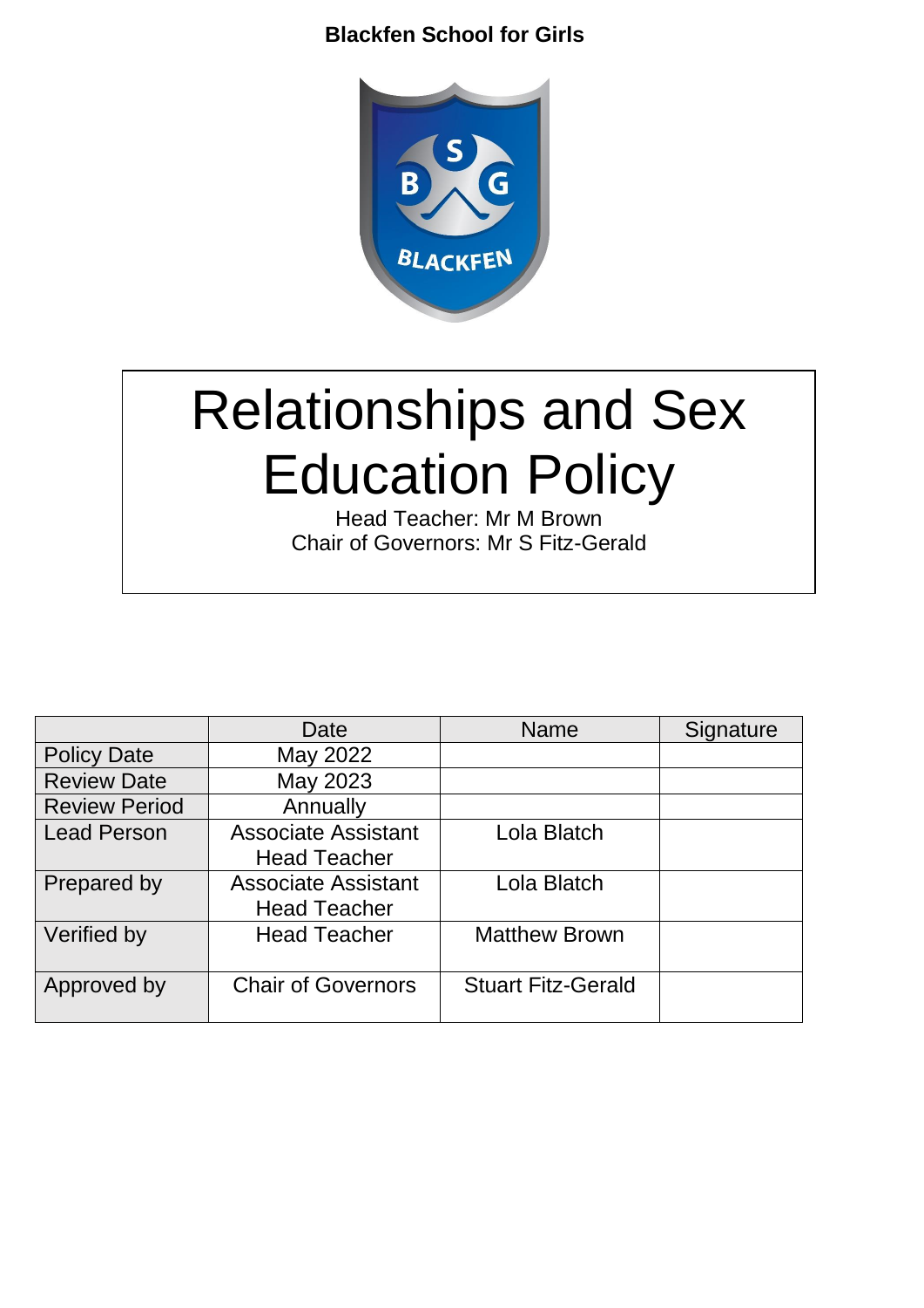**Blackfen School for Girls**

# Relationships and Sex Education Policy

Head Teacher: Mr M Brown
Chair of Governors: Mr S Fitz-Gerald

| | Date | Name | Signature |
|---|---|---|---|
| Policy Date | May 2022 | | |
| Review Date | May 2023 | | |
| Review Period | Annually | | |
| Lead Person | Associate Assistant Head Teacher | Lola Blatch | |
| Prepared by | Associate Assistant Head Teacher | Lola Blatch | |
| Verified by | Head Teacher | Matthew Brown | |
| Approved by | Chair of Governors | Stuart Fitz-Gerald | |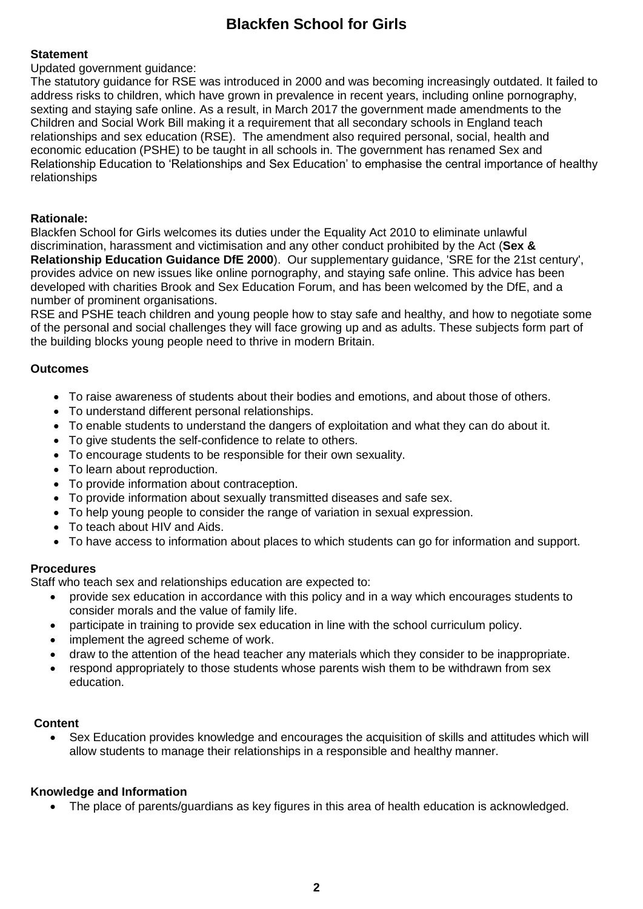# Blackfen School for Girls

**Statement**

Updated government guidance:

The statutory guidance for RSE was introduced in 2000 and was becoming increasingly outdated. It failed to address risks to children, which have grown in prevalence in recent years, including online pornography, sexting and staying safe online. As a result, in March 2017 the government made amendments to the Children and Social Work Bill making it a requirement that all secondary schools in England teach relationships and sex education (RSE). The amendment also required personal, social, health and economic education (PSHE) to be taught in all schools in. The government has renamed Sex and Relationship Education to 'Relationships and Sex Education' to emphasise the central importance of healthy relationships

**Rationale:**

Blackfen School for Girls welcomes its duties under the Equality Act 2010 to eliminate unlawful discrimination, harassment and victimisation and any other conduct prohibited by the Act (**Sex & Relationship Education Guidance DfE 2000**). Our supplementary guidance, 'SRE for the 21st century', provides advice on new issues like online pornography, and staying safe online. This advice has been developed with charities Brook and Sex Education Forum, and has been welcomed by the DfE, and a number of prominent organisations.

RSE and PSHE teach children and young people how to stay safe and healthy, and how to negotiate some of the personal and social challenges they will face growing up and as adults. These subjects form part of the building blocks young people need to thrive in modern Britain.

**Outcomes**

- To raise awareness of students about their bodies and emotions, and about those of others.
- To understand different personal relationships.
- To enable students to understand the dangers of exploitation and what they can do about it.
- To give students the self-confidence to relate to others.
- To encourage students to be responsible for their own sexuality.
- To learn about reproduction.
- To provide information about contraception.
- To provide information about sexually transmitted diseases and safe sex.
- To help young people to consider the range of variation in sexual expression.
- To teach about HIV and Aids.
- To have access to information about places to which students can go for information and support.

**Procedures**

Staff who teach sex and relationships education are expected to:

- provide sex education in accordance with this policy and in a way which encourages students to consider morals and the value of family life.
- participate in training to provide sex education in line with the school curriculum policy.
- implement the agreed scheme of work.
- draw to the attention of the head teacher any materials which they consider to be inappropriate.
- respond appropriately to those students whose parents wish them to be withdrawn from sex education.

**Content**

- Sex Education provides knowledge and encourages the acquisition of skills and attitudes which will allow students to manage their relationships in a responsible and healthy manner.

**Knowledge and Information**

- The place of parents/guardians as key figures in this area of health education is acknowledged.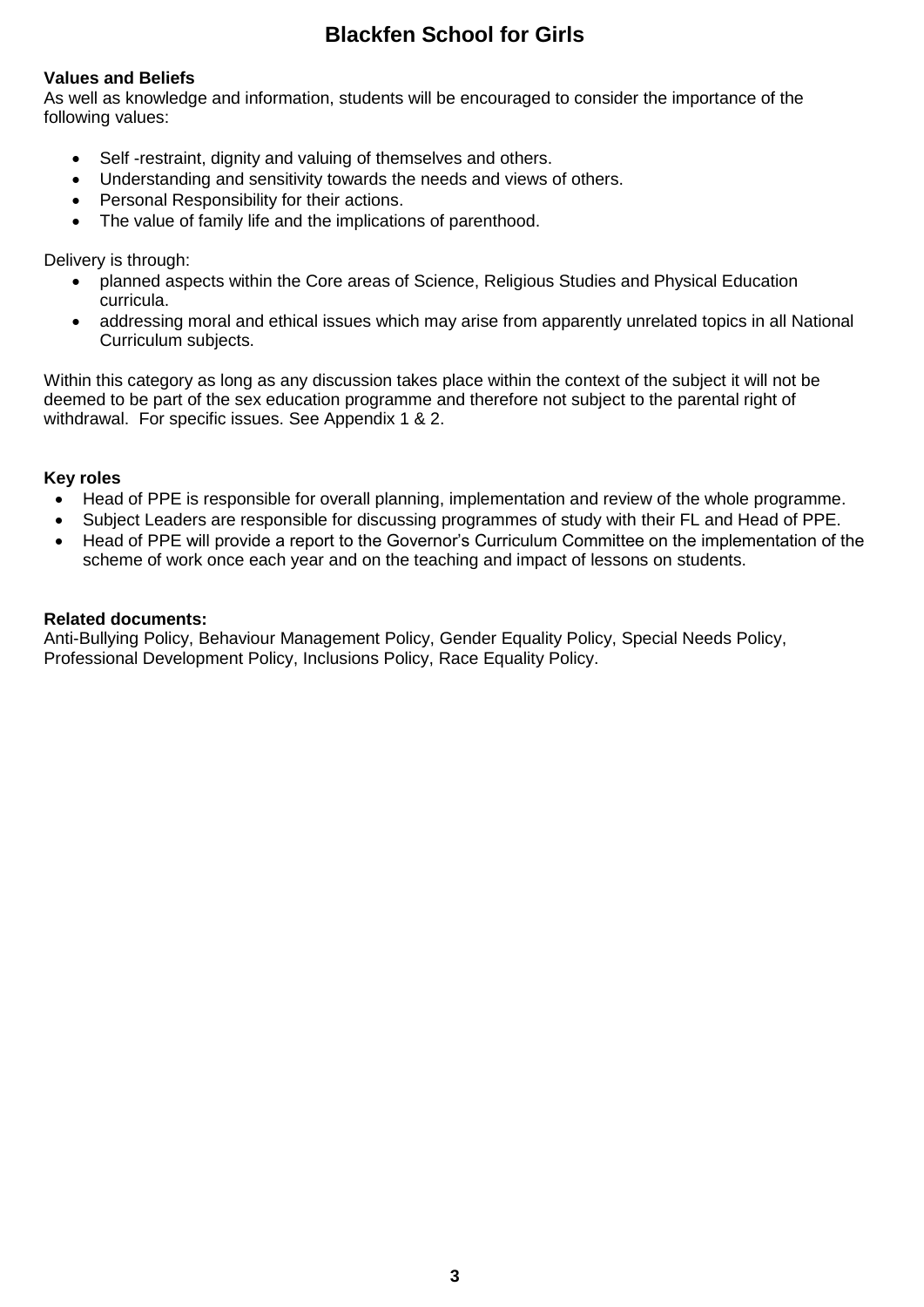# Blackfen School for Girls

**Values and Beliefs**
As well as knowledge and information, students will be encouraged to consider the importance of the following values:

- Self -restraint, dignity and valuing of themselves and others.
- Understanding and sensitivity towards the needs and views of others.
- Personal Responsibility for their actions.
- The value of family life and the implications of parenthood.

Delivery is through:

- planned aspects within the Core areas of Science, Religious Studies and Physical Education curricula.
- addressing moral and ethical issues which may arise from apparently unrelated topics in all National Curriculum subjects.

Within this category as long as any discussion takes place within the context of the subject it will not be deemed to be part of the sex education programme and therefore not subject to the parental right of withdrawal. For specific issues. See Appendix 1 & 2.

**Key roles**

- Head of PPE is responsible for overall planning, implementation and review of the whole programme.
- Subject Leaders are responsible for discussing programmes of study with their FL and Head of PPE.
- Head of PPE will provide a report to the Governor's Curriculum Committee on the implementation of the scheme of work once each year and on the teaching and impact of lessons on students.

**Related documents:**
Anti-Bullying Policy, Behaviour Management Policy, Gender Equality Policy, Special Needs Policy, Professional Development Policy, Inclusions Policy, Race Equality Policy.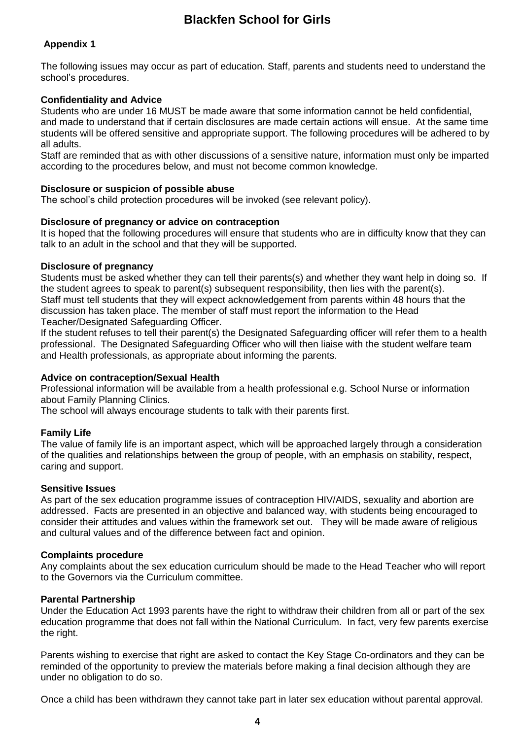# Blackfen School for Girls

**Appendix 1**

The following issues may occur as part of education. Staff, parents and students need to understand the school's procedures.

**Confidentiality and Advice**

Students who are under 16 MUST be made aware that some information cannot be held confidential, and made to understand that if certain disclosures are made certain actions will ensue. At the same time students will be offered sensitive and appropriate support. The following procedures will be adhered to by all adults.

Staff are reminded that as with other discussions of a sensitive nature, information must only be imparted according to the procedures below, and must not become common knowledge.

**Disclosure or suspicion of possible abuse**

The school's child protection procedures will be invoked (see relevant policy).

**Disclosure of pregnancy or advice on contraception**

It is hoped that the following procedures will ensure that students who are in difficulty know that they can talk to an adult in the school and that they will be supported.

**Disclosure of pregnancy**

Students must be asked whether they can tell their parents(s) and whether they want help in doing so. If the student agrees to speak to parent(s) subsequent responsibility, then lies with the parent(s). Staff must tell students that they will expect acknowledgement from parents within 48 hours that the discussion has taken place. The member of staff must report the information to the Head Teacher/Designated Safeguarding Officer.

If the student refuses to tell their parent(s) the Designated Safeguarding officer will refer them to a health professional. The Designated Safeguarding Officer who will then liaise with the student welfare team and Health professionals, as appropriate about informing the parents.

**Advice on contraception/Sexual Health**

Professional information will be available from a health professional e.g. School Nurse or information about Family Planning Clinics.

The school will always encourage students to talk with their parents first.

**Family Life**

The value of family life is an important aspect, which will be approached largely through a consideration of the qualities and relationships between the group of people, with an emphasis on stability, respect, caring and support.

**Sensitive Issues**

As part of the sex education programme issues of contraception HIV/AIDS, sexuality and abortion are addressed. Facts are presented in an objective and balanced way, with students being encouraged to consider their attitudes and values within the framework set out. They will be made aware of religious and cultural values and of the difference between fact and opinion.

**Complaints procedure**

Any complaints about the sex education curriculum should be made to the Head Teacher who will report to the Governors via the Curriculum committee.

**Parental Partnership**

Under the Education Act 1993 parents have the right to withdraw their children from all or part of the sex education programme that does not fall within the National Curriculum. In fact, very few parents exercise the right.

Parents wishing to exercise that right are asked to contact the Key Stage Co-ordinators and they can be reminded of the opportunity to preview the materials before making a final decision although they are under no obligation to do so.

Once a child has been withdrawn they cannot take part in later sex education without parental approval.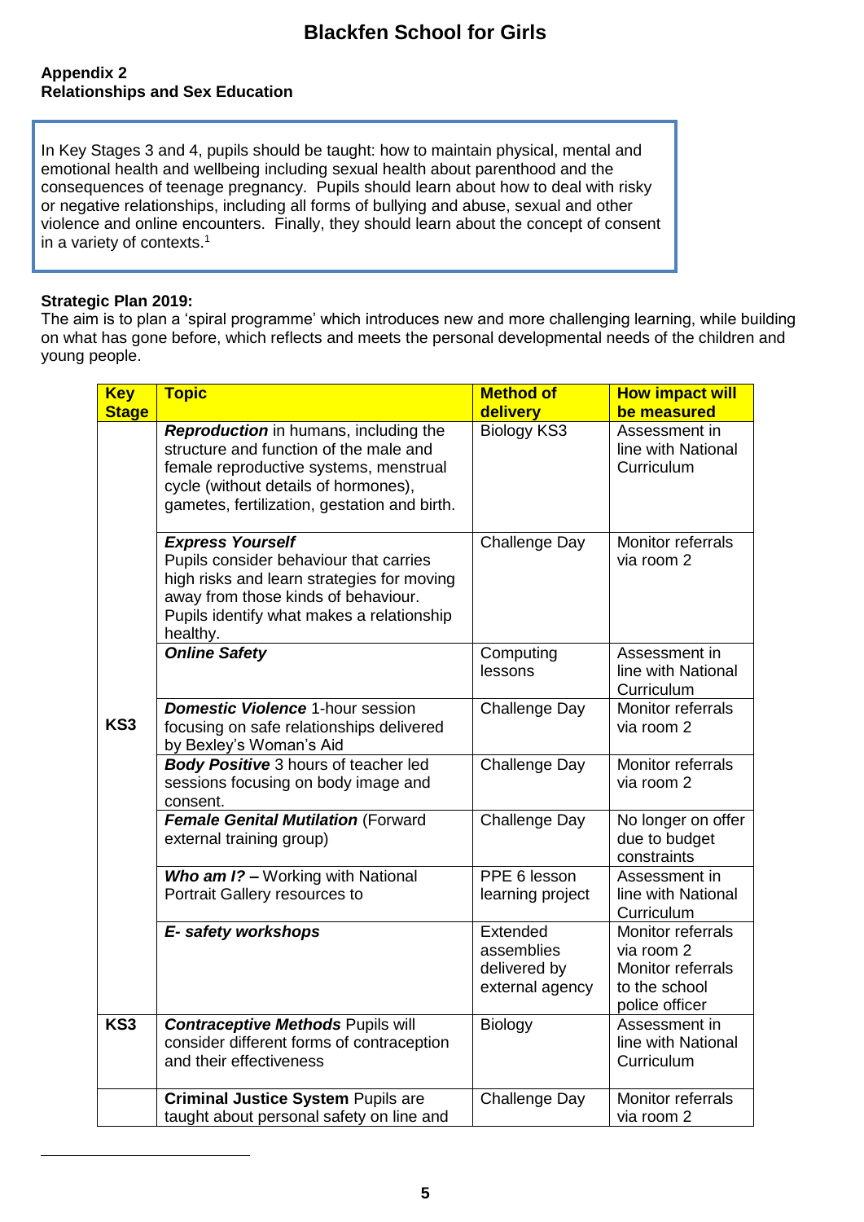# Blackfen School for Girls

**Appendix 2**
**Relationships and Sex Education**

In Key Stages 3 and 4, pupils should be taught: how to maintain physical, mental and emotional health and wellbeing including sexual health about parenthood and the consequences of teenage pregnancy. Pupils should learn about how to deal with risky or negative relationships, including all forms of bullying and abuse, sexual and other violence and online encounters. Finally, they should learn about the concept of consent in a variety of contexts.[1]

**Strategic Plan 2019:**
The aim is to plan a 'spiral programme' which introduces new and more challenging learning, while building on what has gone before, which reflects and meets the personal developmental needs of the children and young people.

| Key Stage | Topic | Method of delivery | How impact will be measured |
|---|---|---|---|
| KS3 | ***Reproduction*** in humans, including the structure and function of the male and female reproductive systems, menstrual cycle (without details of hormones), gametes, fertilization, gestation and birth. | Biology KS3 | Assessment in line with National Curriculum |
| | ***Express Yourself*** Pupils consider behaviour that carries high risks and learn strategies for moving away from those kinds of behaviour. Pupils identify what makes a relationship healthy. | Challenge Day | Monitor referrals via room 2 |
| | ***Online Safety*** | Computing lessons | Assessment in line with National Curriculum |
| | ***Domestic Violence*** 1-hour session focusing on safe relationships delivered by Bexley's Woman's Aid | Challenge Day | Monitor referrals via room 2 |
| | ***Body Positive*** 3 hours of teacher led sessions focusing on body image and consent. | Challenge Day | Monitor referrals via room 2 |
| | ***Female Genital Mutilation*** (Forward external training group) | Challenge Day | No longer on offer due to budget constraints |
| | ***Who am I? –*** Working with National Portrait Gallery resources to | PPE 6 lesson learning project | Assessment in line with National Curriculum |
| | ***E- safety workshops*** | Extended assemblies delivered by external agency | Monitor referrals via room 2 Monitor referrals to the school police officer |
| KS3 | ***Contraceptive Methods*** Pupils will consider different forms of contraception and their effectiveness | Biology | Assessment in line with National Curriculum |
| | **Criminal Justice System** Pupils are taught about personal safety on line and | Challenge Day | Monitor referrals via room 2 |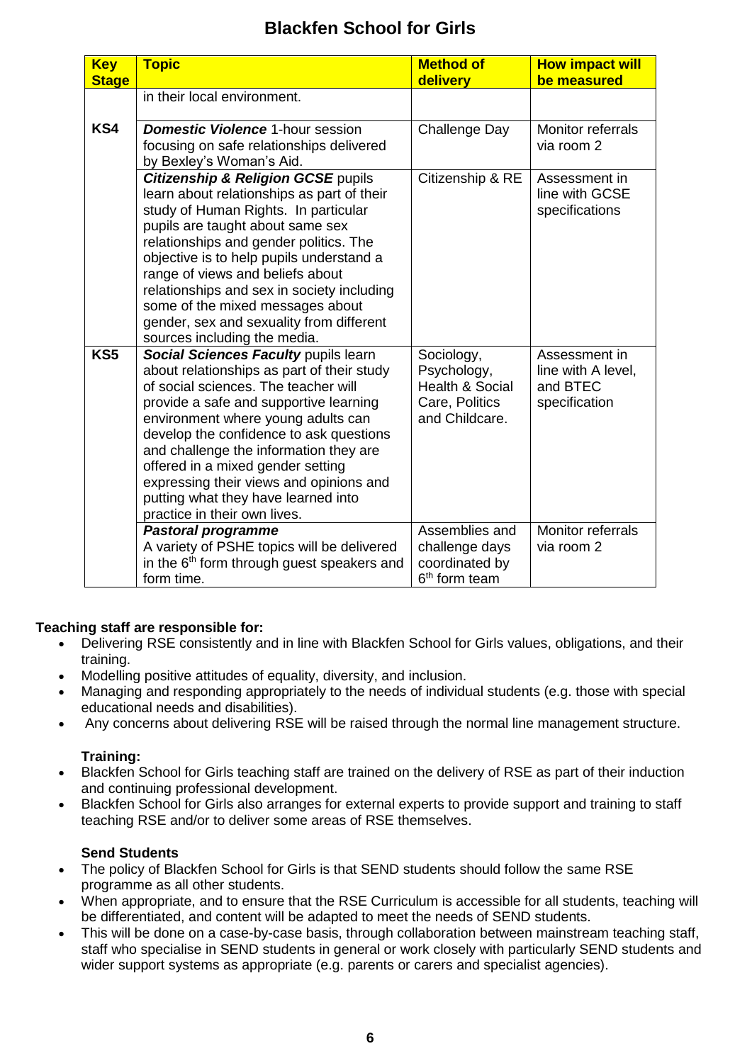# Blackfen School for Girls

| Key Stage | Topic | Method of delivery | How impact will be measured |
|---|---|---|---|
| | in their local environment. | | |
| KS4 | ***Domestic Violence*** 1-hour session focusing on safe relationships delivered by Bexley's Woman's Aid. | Challenge Day | Monitor referrals via room 2 |
| | ***Citizenship & Religion GCSE*** pupils learn about relationships as part of their study of Human Rights. In particular pupils are taught about same sex relationships and gender politics. The objective is to help pupils understand a range of views and beliefs about relationships and sex in society including some of the mixed messages about gender, sex and sexuality from different sources including the media. | Citizenship & RE | Assessment in line with GCSE specifications |
| KS5 | ***Social Sciences Faculty*** pupils learn about relationships as part of their study of social sciences. The teacher will provide a safe and supportive learning environment where young adults can develop the confidence to ask questions and challenge the information they are offered in a mixed gender setting expressing their views and opinions and putting what they have learned into practice in their own lives. | Sociology, Psychology, Health & Social Care, Politics and Childcare. | Assessment in line with A level, and BTEC specification |
| | ***Pastoral programme*** A variety of PSHE topics will be delivered in the 6th form through guest speakers and form time. | Assemblies and challenge days coordinated by 6th form team | Monitor referrals via room 2 |

**Teaching staff are responsible for:**

- Delivering RSE consistently and in line with Blackfen School for Girls values, obligations, and their training.
- Modelling positive attitudes of equality, diversity, and inclusion.
- Managing and responding appropriately to the needs of individual students (e.g. those with special educational needs and disabilities).
- Any concerns about delivering RSE will be raised through the normal line management structure.

**Training:**

- Blackfen School for Girls teaching staff are trained on the delivery of RSE as part of their induction and continuing professional development.
- Blackfen School for Girls also arranges for external experts to provide support and training to staff teaching RSE and/or to deliver some areas of RSE themselves.

**Send Students**

- The policy of Blackfen School for Girls is that SEND students should follow the same RSE programme as all other students.
- When appropriate, and to ensure that the RSE Curriculum is accessible for all students, teaching will be differentiated, and content will be adapted to meet the needs of SEND students.
- This will be done on a case-by-case basis, through collaboration between mainstream teaching staff, staff who specialise in SEND students in general or work closely with particularly SEND students and wider support systems as appropriate (e.g. parents or carers and specialist agencies).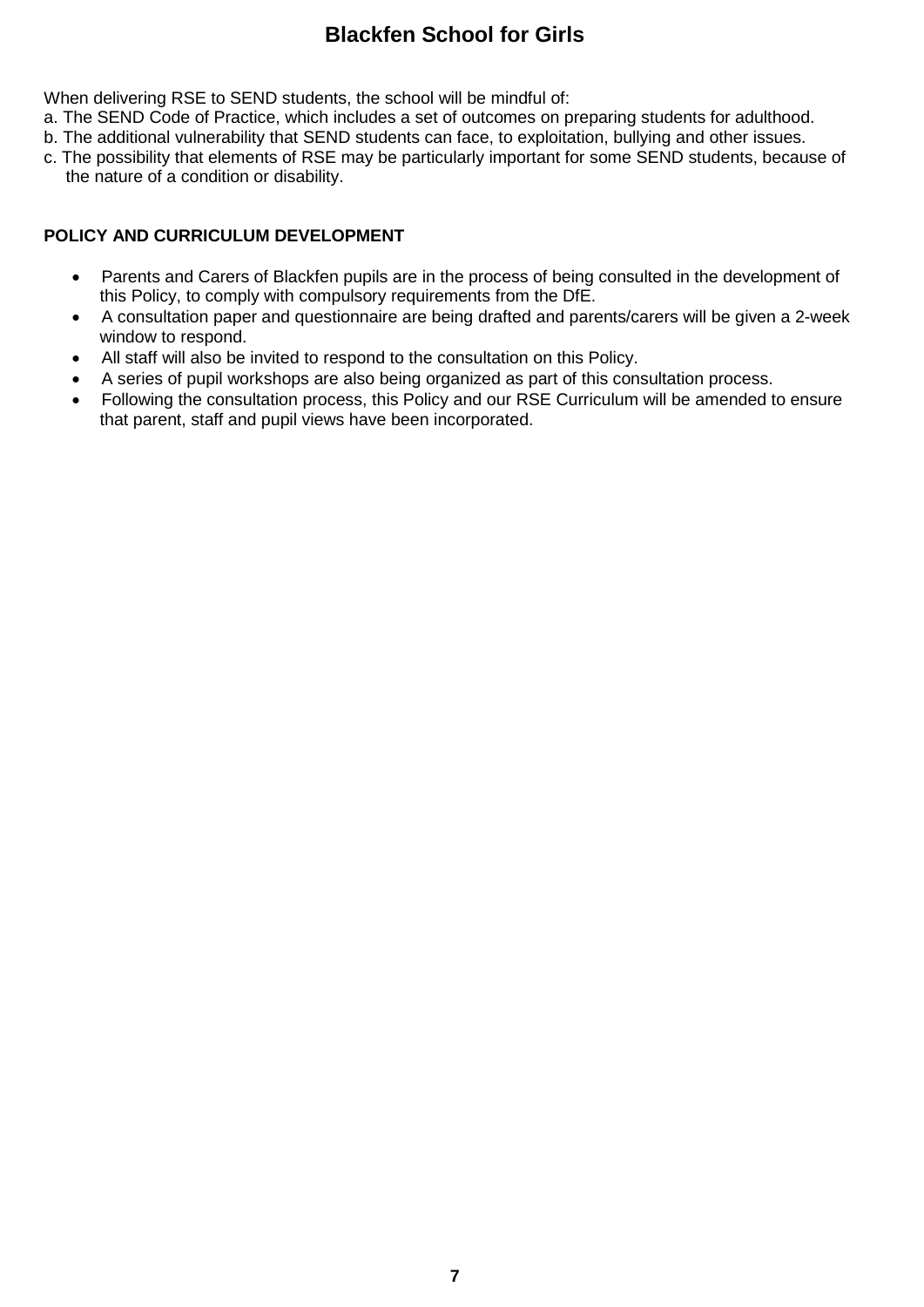When delivering RSE to SEND students, the school will be mindful of:

a. The SEND Code of Practice, which includes a set of outcomes on preparing students for adulthood.
b. The additional vulnerability that SEND students can face, to exploitation, bullying and other issues.
c. The possibility that elements of RSE may be particularly important for some SEND students, because of the nature of a condition or disability.

**POLICY AND CURRICULUM DEVELOPMENT**

- Parents and Carers of Blackfen pupils are in the process of being consulted in the development of this Policy, to comply with compulsory requirements from the DfE.
- A consultation paper and questionnaire are being drafted and parents/carers will be given a 2-week window to respond.
- All staff will also be invited to respond to the consultation on this Policy.
- A series of pupil workshops are also being organized as part of this consultation process.
- Following the consultation process, this Policy and our RSE Curriculum will be amended to ensure that parent, staff and pupil views have been incorporated.